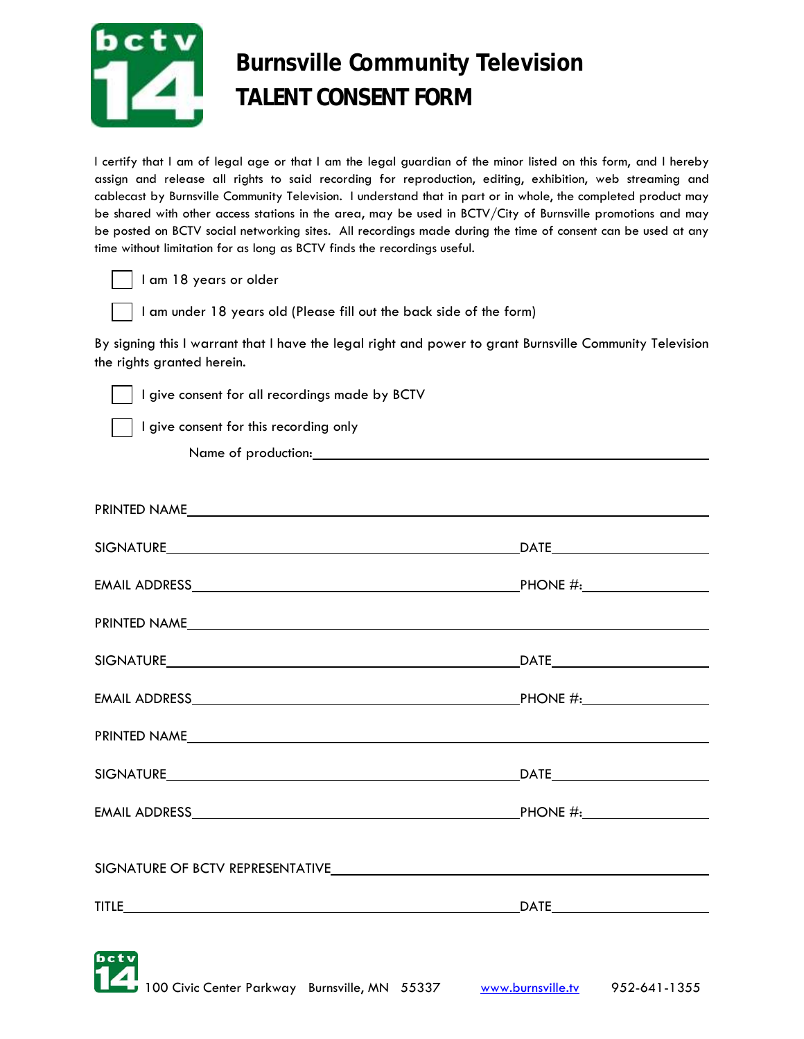# Burnsville Community Television
# TALENT CONSENT FORM

I certify that I am of legal age or that I am the legal guardian of the minor listed on this form, and I hereby assign and release all rights to said recording for reproduction, editing, exhibition, web streaming and cablecast by Burnsville Community Television. I understand that in part or in whole, the completed product may be shared with other access stations in the area, may be used in BCTV/City of Burnsville promotions and may be posted on BCTV social networking sites. All recordings made during the time of consent can be used at any time without limitation for as long as BCTV finds the recordings useful.

☐ I am 18 years or older

☐ I am under 18 years old (Please fill out the back side of the form)

By signing this I warrant that I have the legal right and power to grant Burnsville Community Television the rights granted herein.

☐ I give consent for all recordings made by BCTV

☐ I give consent for this recording only

Name of production: ______________________________

PRINTED NAME ______________________________

SIGNATURE ______________________________ DATE ______________

EMAIL ADDRESS ______________________________ PHONE #: ______________

PRINTED NAME ______________________________

SIGNATURE ______________________________ DATE ______________

EMAIL ADDRESS ______________________________ PHONE #: ______________

PRINTED NAME ______________________________

SIGNATURE ______________________________ DATE ______________

EMAIL ADDRESS ______________________________ PHONE #: ______________

SIGNATURE OF BCTV REPRESENTATIVE ______________________________

TITLE ______________________________ DATE ______________

100 Civic Center Parkway Burnsville, MN 55337 www.burnsville.tv 952-641-1355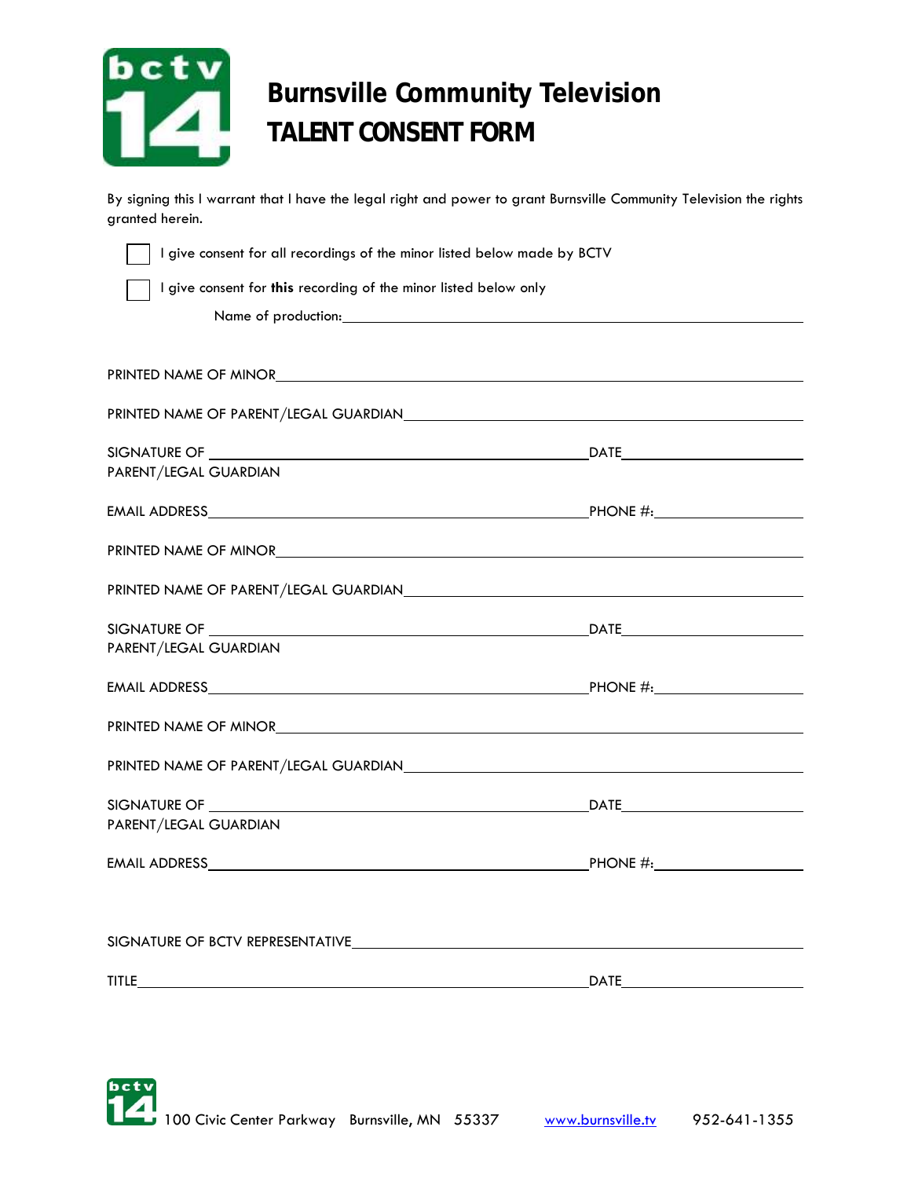# Burnsville Community Television
## TALENT CONSENT FORM

By signing this I warrant that I have the legal right and power to grant Burnsville Community Television the rights granted herein.

☐ I give consent for all recordings of the minor listed below made by BCTV

☐ I give consent for **this** recording of the minor listed below only

Name of production:\_\_\_\_\_\_\_\_\_\_\_\_\_\_\_\_\_\_\_\_\_\_\_\_\_\_\_\_\_\_\_\_\_\_\_\_\_\_\_\_\_\_

PRINTED NAME OF MINOR\_\_\_\_\_\_\_\_\_\_\_\_\_\_\_\_\_\_\_\_\_\_\_\_\_\_\_\_\_\_\_\_\_\_\_\_\_\_\_\_\_\_

PRINTED NAME OF PARENT/LEGAL GUARDIAN\_\_\_\_\_\_\_\_\_\_\_\_\_\_\_\_\_\_\_\_\_\_\_\_\_\_\_\_\_\_

SIGNATURE OF PARENT/LEGAL GUARDIAN\_\_\_\_\_\_\_\_\_\_\_\_\_\_\_\_\_\_\_\_\_\_\_\_ DATE\_\_\_\_\_\_\_\_\_\_\_\_\_\_

EMAIL ADDRESS\_\_\_\_\_\_\_\_\_\_\_\_\_\_\_\_\_\_\_\_\_\_\_\_\_\_\_\_\_\_\_\_ PHONE #:\_\_\_\_\_\_\_\_\_\_\_\_\_\_

PRINTED NAME OF MINOR\_\_\_\_\_\_\_\_\_\_\_\_\_\_\_\_\_\_\_\_\_\_\_\_\_\_\_\_\_\_\_\_\_\_\_\_\_\_\_\_\_\_

PRINTED NAME OF PARENT/LEGAL GUARDIAN\_\_\_\_\_\_\_\_\_\_\_\_\_\_\_\_\_\_\_\_\_\_\_\_\_\_\_\_\_\_

SIGNATURE OF PARENT/LEGAL GUARDIAN\_\_\_\_\_\_\_\_\_\_\_\_\_\_\_\_\_\_\_\_\_\_\_\_ DATE\_\_\_\_\_\_\_\_\_\_\_\_\_\_

EMAIL ADDRESS\_\_\_\_\_\_\_\_\_\_\_\_\_\_\_\_\_\_\_\_\_\_\_\_\_\_\_\_\_\_\_\_ PHONE #:\_\_\_\_\_\_\_\_\_\_\_\_\_\_

PRINTED NAME OF MINOR\_\_\_\_\_\_\_\_\_\_\_\_\_\_\_\_\_\_\_\_\_\_\_\_\_\_\_\_\_\_\_\_\_\_\_\_\_\_\_\_\_\_

PRINTED NAME OF PARENT/LEGAL GUARDIAN\_\_\_\_\_\_\_\_\_\_\_\_\_\_\_\_\_\_\_\_\_\_\_\_\_\_\_\_\_\_

SIGNATURE OF PARENT/LEGAL GUARDIAN\_\_\_\_\_\_\_\_\_\_\_\_\_\_\_\_\_\_\_\_\_\_\_\_ DATE\_\_\_\_\_\_\_\_\_\_\_\_\_\_

EMAIL ADDRESS\_\_\_\_\_\_\_\_\_\_\_\_\_\_\_\_\_\_\_\_\_\_\_\_\_\_\_\_\_\_\_\_ PHONE #:\_\_\_\_\_\_\_\_\_\_\_\_\_\_

SIGNATURE OF BCTV REPRESENTATIVE\_\_\_\_\_\_\_\_\_\_\_\_\_\_\_\_\_\_\_\_\_\_\_\_\_\_\_\_\_\_\_\_\_\_\_\_

TITLE\_\_\_\_\_\_\_\_\_\_\_\_\_\_\_\_\_\_\_\_\_\_\_\_\_\_\_\_\_\_\_\_\_\_\_\_\_\_\_\_ DATE\_\_\_\_\_\_\_\_\_\_\_\_\_\_

100 Civic Center Parkway Burnsville, MN 55337 www.burnsville.tv 952-641-1355